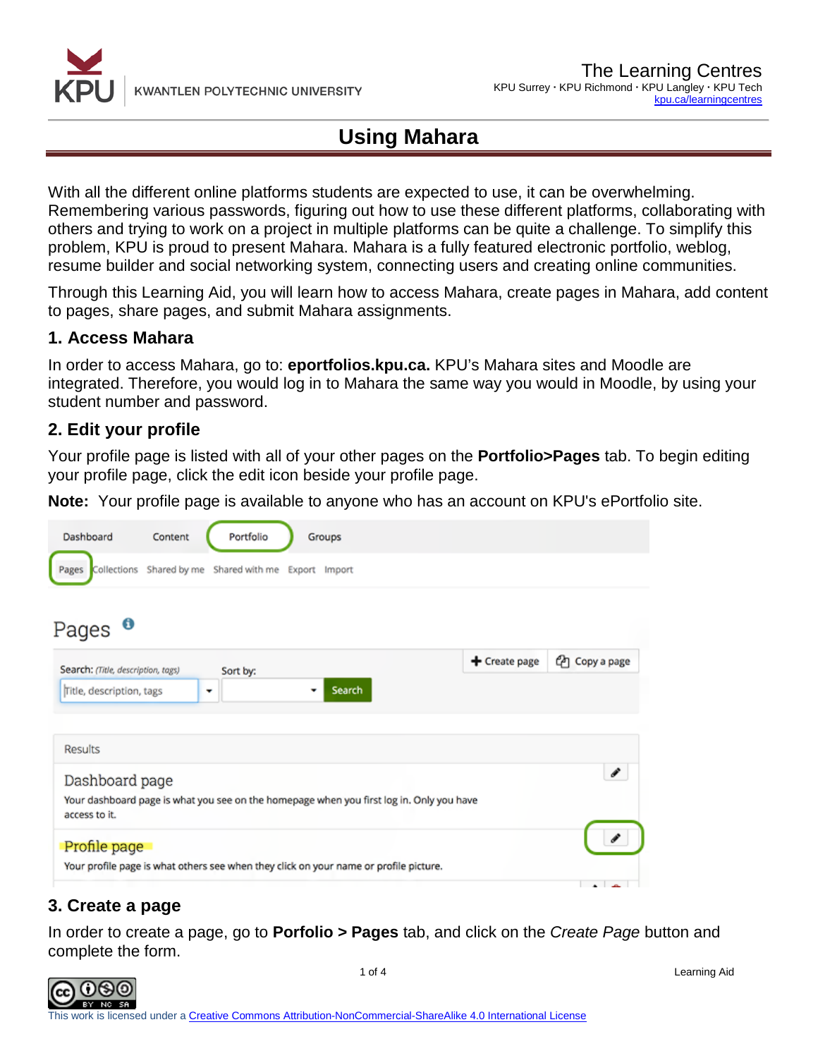# Using Mahara

With all the different online platforms students are expected to use, it can be overwhelming. Remembering various passwords, figuring out how to use these different platforms, collaborating with others and trying to work on a project in multiple platforms can be quite a challenge. To simplify this problem, KPU is proud to present Mahara. Mahara is a fully featured electronic portfolio, weblog, resume builder and social networking system, connecting users and creating online communities.

Through this Learning Aid, you will learn how to access Mahara, create pages in Mahara, add content to pages, share pages, and submit Mahara assignments.

## 1. Access Mahara

In order to access Mahara, go to: **eportfolios.kpu.ca.** KPU's Mahara sites and Moodle are integrated. Therefore, you would log in to Mahara the same way you would in Moodle, by using your student number and password.

## 2. Edit your profile

Your profile page is listed with all of your other pages on the **Portfolio>Pages** tab. To begin editing your profile page, click the edit icon beside your profile page.

**Note:** Your profile page is available to anyone who has an account on KPU's ePortfolio site.

## 3. Create a page

In order to create a page, go to **Porfolio > Pages** tab, and click on the *Create Page* button and complete the form.

This work is licensed under a Creative Commons Attribution-NonCommercial-ShareAlike 4.0 International License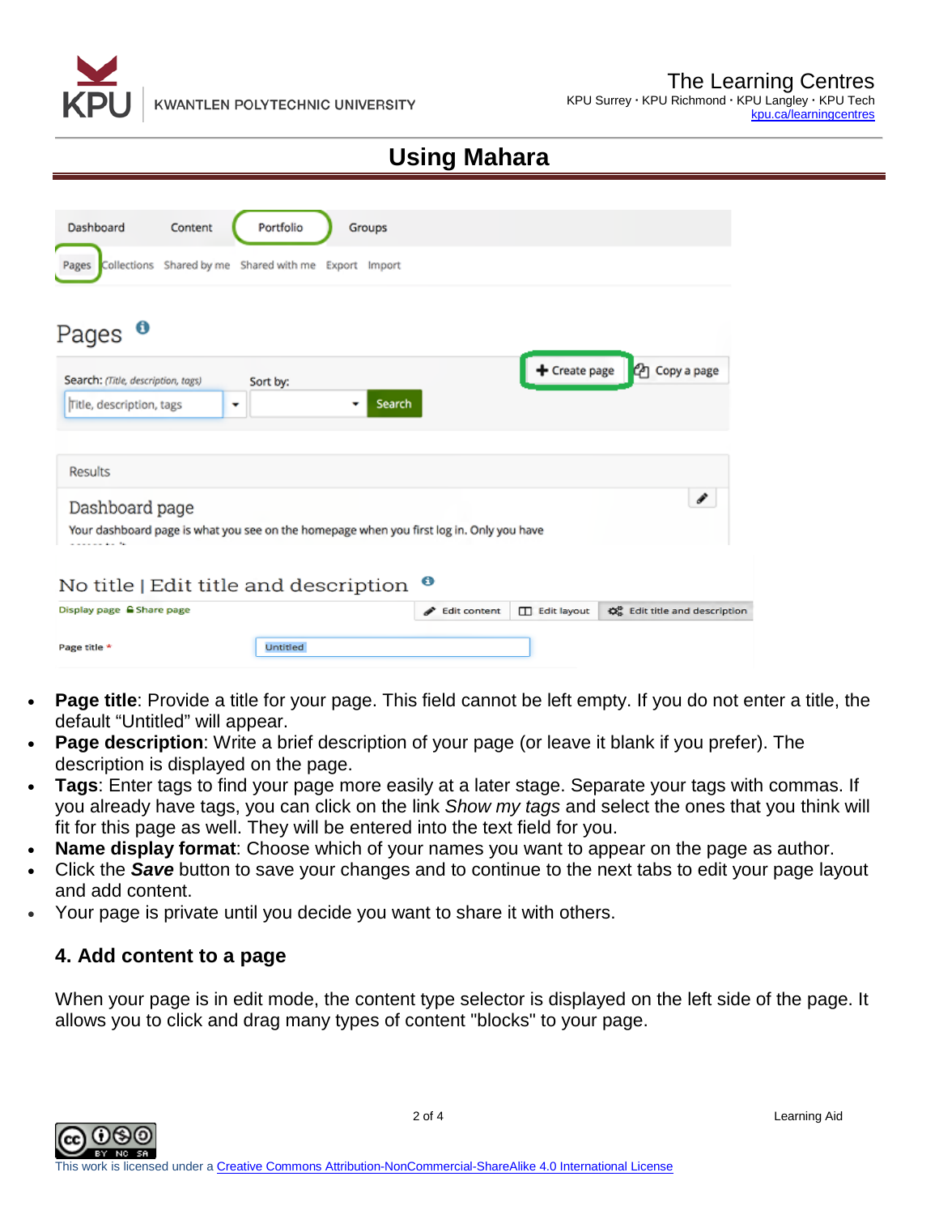- **Page title**: Provide a title for your page. This field cannot be left empty. If you do not enter a title, the default “Untitled” will appear.
- **Page description**: Write a brief description of your page (or leave it blank if you prefer). The description is displayed on the page.
- **Tags**: Enter tags to find your page more easily at a later stage. Separate your tags with commas. If you already have tags, you can click on the link *Show my tags* and select the ones that you think will fit for this page as well. They will be entered into the text field for you.
- **Name display format**: Choose which of your names you want to appear on the page as author.
- Click the ***Save*** button to save your changes and to continue to the next tabs to edit your page layout and add content.
- Your page is private until you decide you want to share it with others.

### 4. Add content to a page

When your page is in edit mode, the content type selector is displayed on the left side of the page. It allows you to click and drag many types of content "blocks" to your page.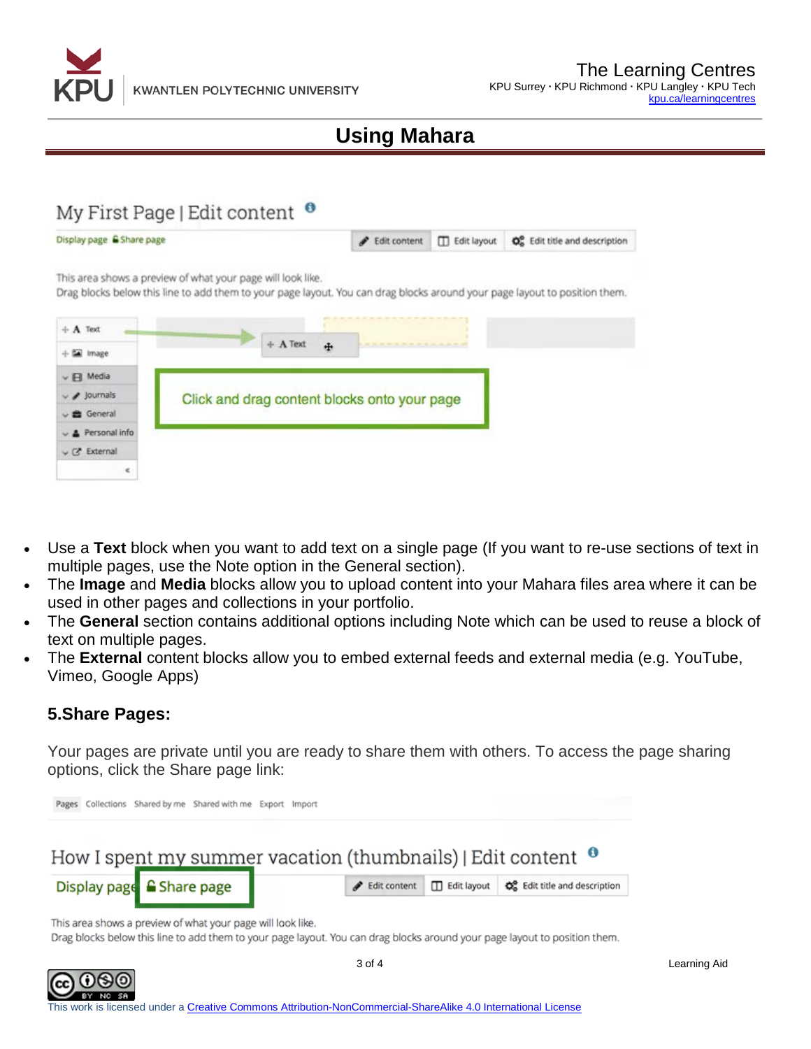- Use a **Text** block when you want to add text on a single page (If you want to re-use sections of text in multiple pages, use the Note option in the General section).
- The **Image** and **Media** blocks allow you to upload content into your Mahara files area where it can be used in other pages and collections in your portfolio.
- The **General** section contains additional options including Note which can be used to reuse a block of text on multiple pages.
- The **External** content blocks allow you to embed external feeds and external media (e.g. YouTube, Vimeo, Google Apps)

### 5.Share Pages:

Your pages are private until you are ready to share them with others. To access the page sharing options, click the Share page link:

This work is licensed under a Creative Commons Attribution-NonCommercial-ShareAlike 4.0 International License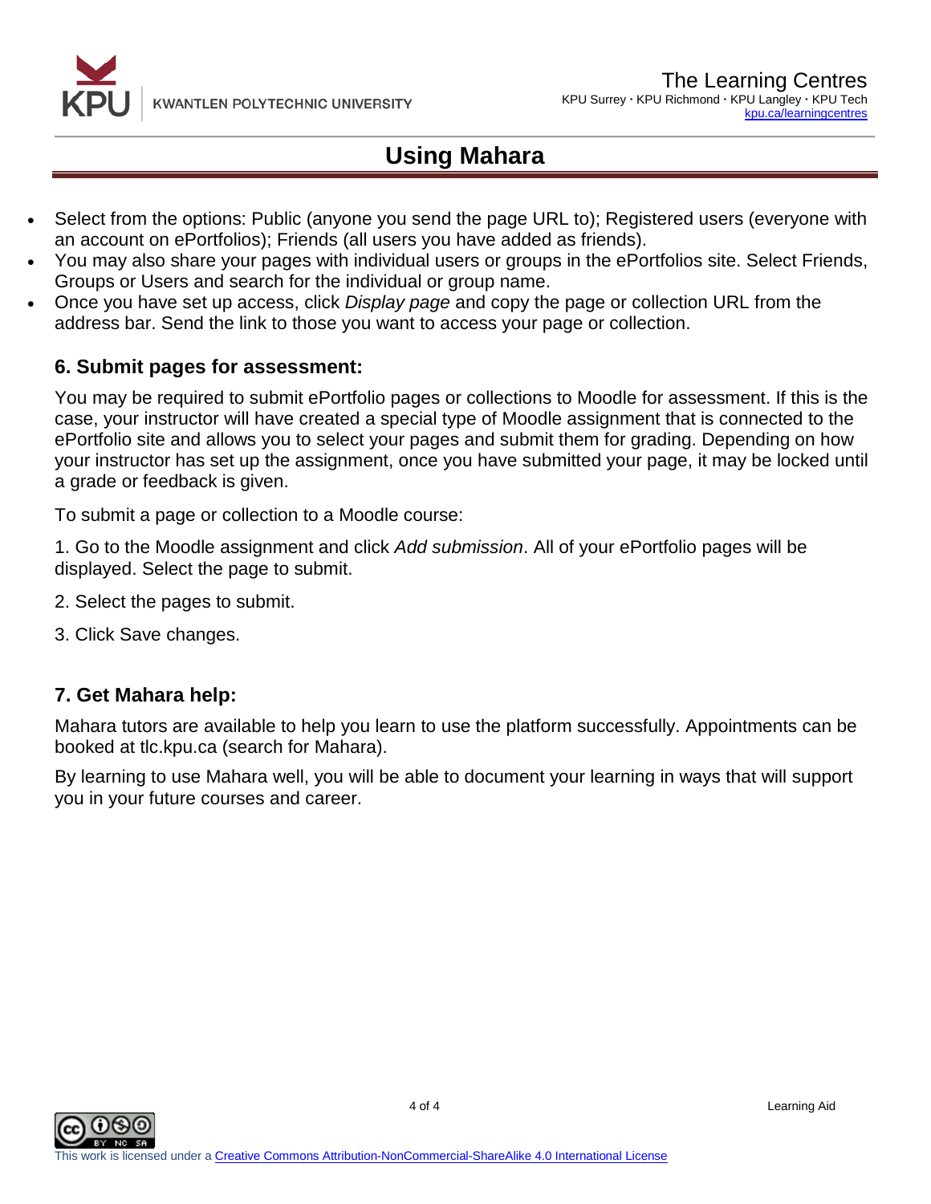- Select from the options: Public (anyone you send the page URL to); Registered users (everyone with an account on ePortfolios); Friends (all users you have added as friends).
- You may also share your pages with individual users or groups in the ePortfolios site. Select Friends, Groups or Users and search for the individual or group name.
- Once you have set up access, click *Display page* and copy the page or collection URL from the address bar. Send the link to those you want to access your page or collection.

### 6. Submit pages for assessment:

You may be required to submit ePortfolio pages or collections to Moodle for assessment. If this is the case, your instructor will have created a special type of Moodle assignment that is connected to the ePortfolio site and allows you to select your pages and submit them for grading. Depending on how your instructor has set up the assignment, once you have submitted your page, it may be locked until a grade or feedback is given.

To submit a page or collection to a Moodle course:

1. Go to the Moodle assignment and click *Add submission*. All of your ePortfolio pages will be displayed. Select the page to submit.

2. Select the pages to submit.

3. Click Save changes.

### 7. Get Mahara help:

Mahara tutors are available to help you learn to use the platform successfully. Appointments can be booked at tlc.kpu.ca (search for Mahara).

By learning to use Mahara well, you will be able to document your learning in ways that will support you in your future courses and career.

This work is licensed under a Creative Commons Attribution-NonCommercial-ShareAlike 4.0 International License